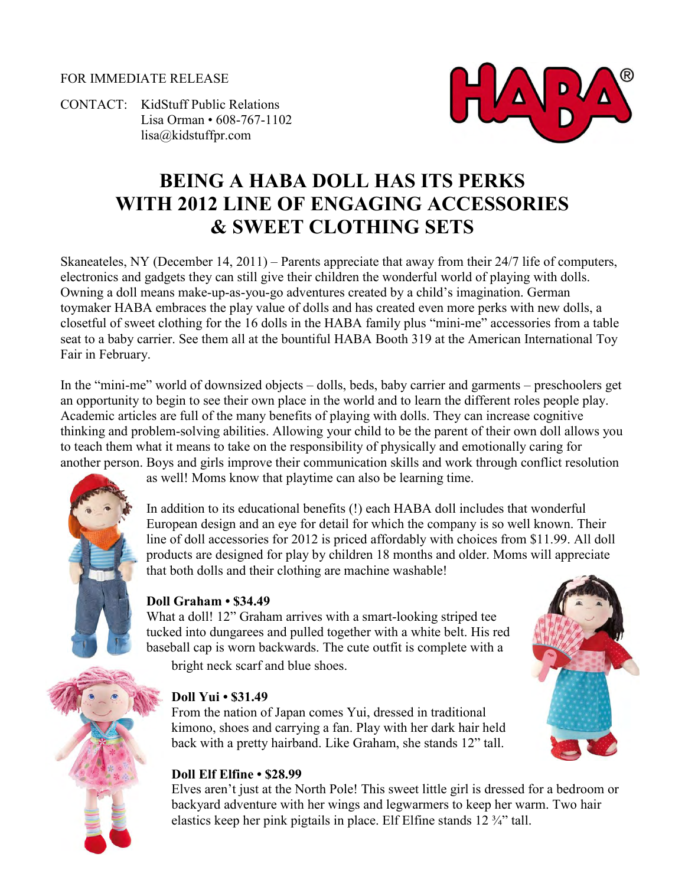FOR IMMEDIATE RELEASE

CONTACT: KidStuff Public Relations
Lisa Orman • 608-767-1102
lisa@kidstuffpr.com

# BEING A HABA DOLL HAS ITS PERKS WITH 2012 LINE OF ENGAGING ACCESSORIES & SWEET CLOTHING SETS

Skaneateles, NY (December 14, 2011) – Parents appreciate that away from their 24/7 life of computers, electronics and gadgets they can still give their children the wonderful world of playing with dolls. Owning a doll means make-up-as-you-go adventures created by a child's imagination. German toymaker HABA embraces the play value of dolls and has created even more perks with new dolls, a closetful of sweet clothing for the 16 dolls in the HABA family plus "mini-me" accessories from a table seat to a baby carrier. See them all at the bountiful HABA Booth 319 at the American International Toy Fair in February.

In the "mini-me" world of downsized objects – dolls, beds, baby carrier and garments – preschoolers get an opportunity to begin to see their own place in the world and to learn the different roles people play. Academic articles are full of the many benefits of playing with dolls. They can increase cognitive thinking and problem-solving abilities. Allowing your child to be the parent of their own doll allows you to teach them what it means to take on the responsibility of physically and emotionally caring for another person. Boys and girls improve their communication skills and work through conflict resolution as well! Moms know that playtime can also be learning time.

In addition to its educational benefits (!) each HABA doll includes that wonderful European design and an eye for detail for which the company is so well known. Their line of doll accessories for 2012 is priced affordably with choices from $11.99. All doll products are designed for play by children 18 months and older. Moms will appreciate that both dolls and their clothing are machine washable!

**Doll Graham • $34.49**
What a doll! 12" Graham arrives with a smart-looking striped tee tucked into dungarees and pulled together with a white belt. His red baseball cap is worn backwards. The cute outfit is complete with a bright neck scarf and blue shoes.

**Doll Yui • $31.49**
From the nation of Japan comes Yui, dressed in traditional kimono, shoes and carrying a fan. Play with her dark hair held back with a pretty hairband. Like Graham, she stands 12" tall.

**Doll Elf Elfine • $28.99**
Elves aren't just at the North Pole! This sweet little girl is dressed for a bedroom or backyard adventure with her wings and legwarmers to keep her warm. Two hair elastics keep her pink pigtails in place. Elf Elfine stands 12 ¾" tall.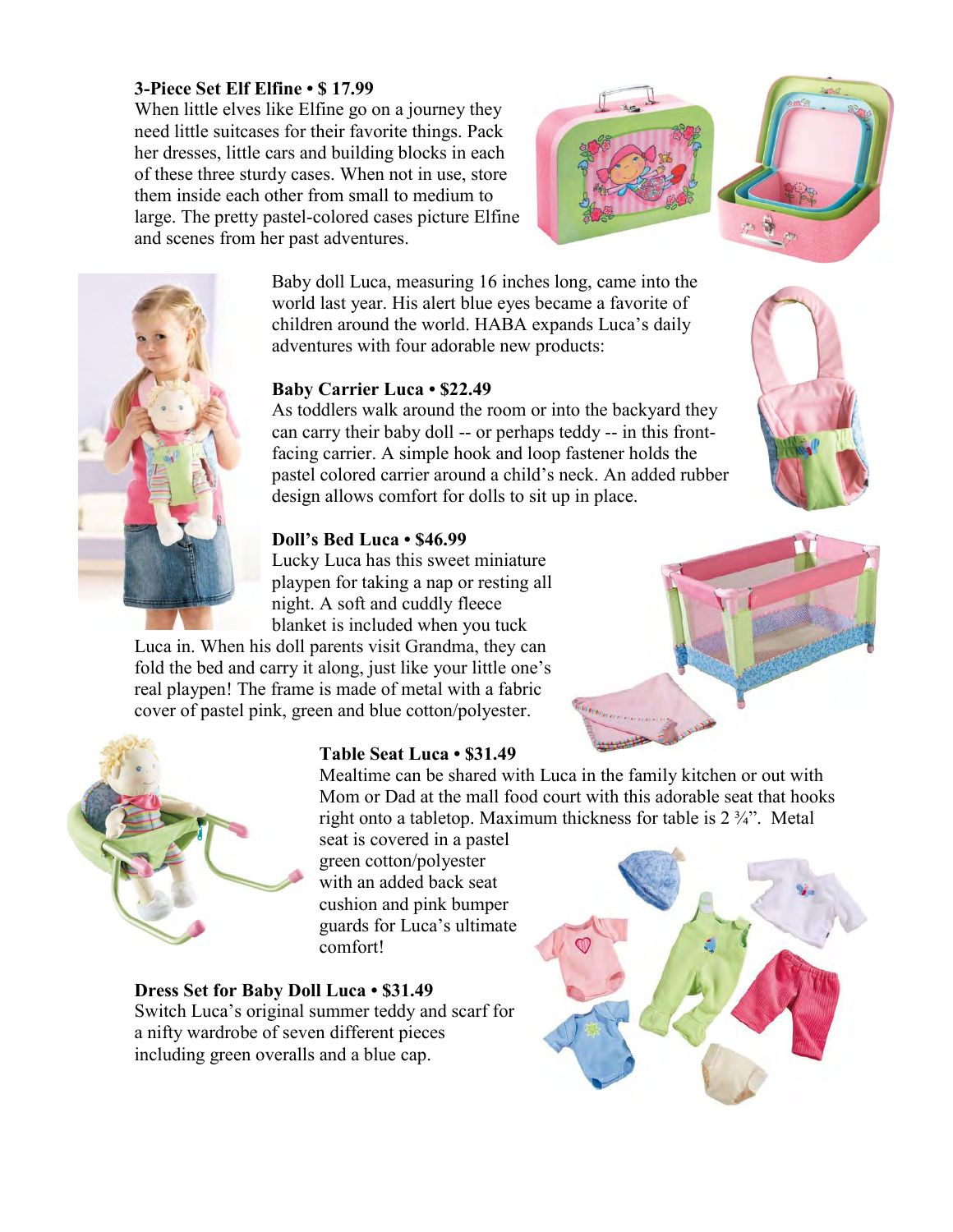**3-Piece Set Elf Elfine • $ 17.99**
When little elves like Elfine go on a journey they need little suitcases for their favorite things. Pack her dresses, little cars and building blocks in each of these three sturdy cases. When not in use, store them inside each other from small to medium to large. The pretty pastel-colored cases picture Elfine and scenes from her past adventures.

Baby doll Luca, measuring 16 inches long, came into the world last year. His alert blue eyes became a favorite of children around the world. HABA expands Luca's daily adventures with four adorable new products:

**Baby Carrier Luca • $22.49**
As toddlers walk around the room or into the backyard they can carry their baby doll -- or perhaps teddy -- in this front-facing carrier. A simple hook and loop fastener holds the pastel colored carrier around a child's neck. An added rubber design allows comfort for dolls to sit up in place.

**Doll's Bed Luca • $46.99**
Lucky Luca has this sweet miniature playpen for taking a nap or resting all night. A soft and cuddly fleece blanket is included when you tuck Luca in. When his doll parents visit Grandma, they can fold the bed and carry it along, just like your little one's real playpen! The frame is made of metal with a fabric cover of pastel pink, green and blue cotton/polyester.

**Table Seat Luca • $31.49**
Mealtime can be shared with Luca in the family kitchen or out with Mom or Dad at the mall food court with this adorable seat that hooks right onto a tabletop. Maximum thickness for table is 2 ¾". Metal seat is covered in a pastel green cotton/polyester with an added back seat cushion and pink bumper guards for Luca's ultimate comfort!

**Dress Set for Baby Doll Luca • $31.49**
Switch Luca's original summer teddy and scarf for a nifty wardrobe of seven different pieces including green overalls and a blue cap.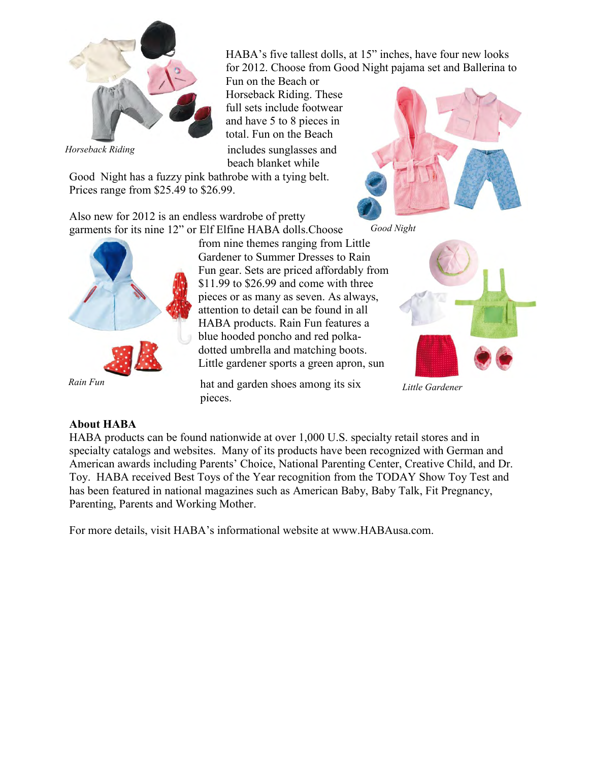HABA's five tallest dolls, at 15" inches, have four new looks for 2012. Choose from Good Night pajama set and Ballerina to Fun on the Beach or Horseback Riding. These full sets include footwear and have 5 to 8 pieces in total. Fun on the Beach includes sunglasses and beach blanket while Good Night has a fuzzy pink bathrobe with a tying belt. Prices range from $25.49 to $26.99.

*Horseback Riding*

*Good Night*

Also new for 2012 is an endless wardrobe of pretty garments for its nine 12" or Elf Elfine HABA dolls.Choose from nine themes ranging from Little Gardener to Summer Dresses to Rain Fun gear. Sets are priced affordably from $11.99 to $26.99 and come with three pieces or as many as seven. As always, attention to detail can be found in all HABA products. Rain Fun features a blue hooded poncho and red polka-dotted umbrella and matching boots. Little gardener sports a green apron, sun hat and garden shoes among its six pieces.

*Rain Fun*

*Little Gardener*

**About HABA**

HABA products can be found nationwide at over 1,000 U.S. specialty retail stores and in specialty catalogs and websites. Many of its products have been recognized with German and American awards including Parents' Choice, National Parenting Center, Creative Child, and Dr. Toy. HABA received Best Toys of the Year recognition from the TODAY Show Toy Test and has been featured in national magazines such as American Baby, Baby Talk, Fit Pregnancy, Parenting, Parents and Working Mother.

For more details, visit HABA's informational website at www.HABAusa.com.